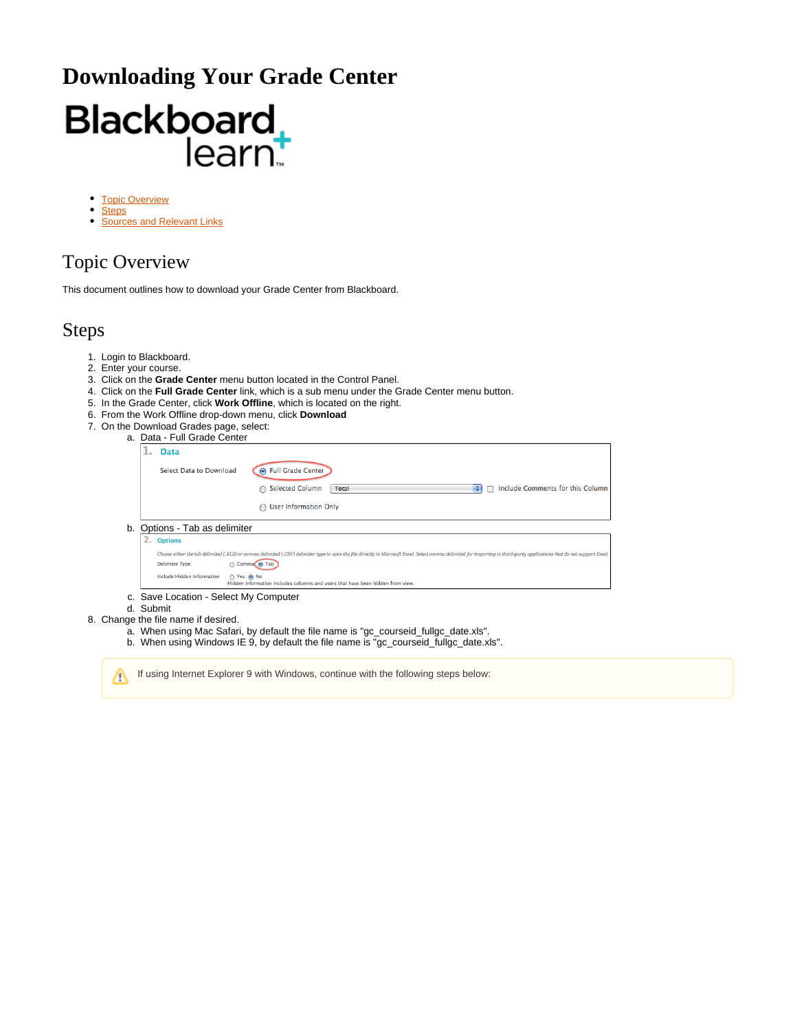# Downloading Your Grade Center

- Topic Overview
- Steps
- Sources and Relevant Links

## Topic Overview

This document outlines how to download your Grade Center from Blackboard.

## Steps

1. Login to Blackboard.
2. Enter your course.
3. Click on the **Grade Center** menu button located in the Control Panel.
4. Click on the **Full Grade Center** link, which is a sub menu under the Grade Center menu button.
5. In the Grade Center, click **Work Offline**, which is located on the right.
6. From the Work Offline drop-down menu, click **Download**
7. On the Download Grades page, select:
   a. Data - Full Grade Center
   b. Options - Tab as delimiter
   c. Save Location - Select My Computer
   d. Submit
8. Change the file name if desired.
   a. When using Mac Safari, by default the file name is "gc_courseid_fullgc_date.xls".
   b. When using Windows IE 9, by default the file name is "gc_courseid_fullgc_date.xls".

If using Internet Explorer 9 with Windows, continue with the following steps below: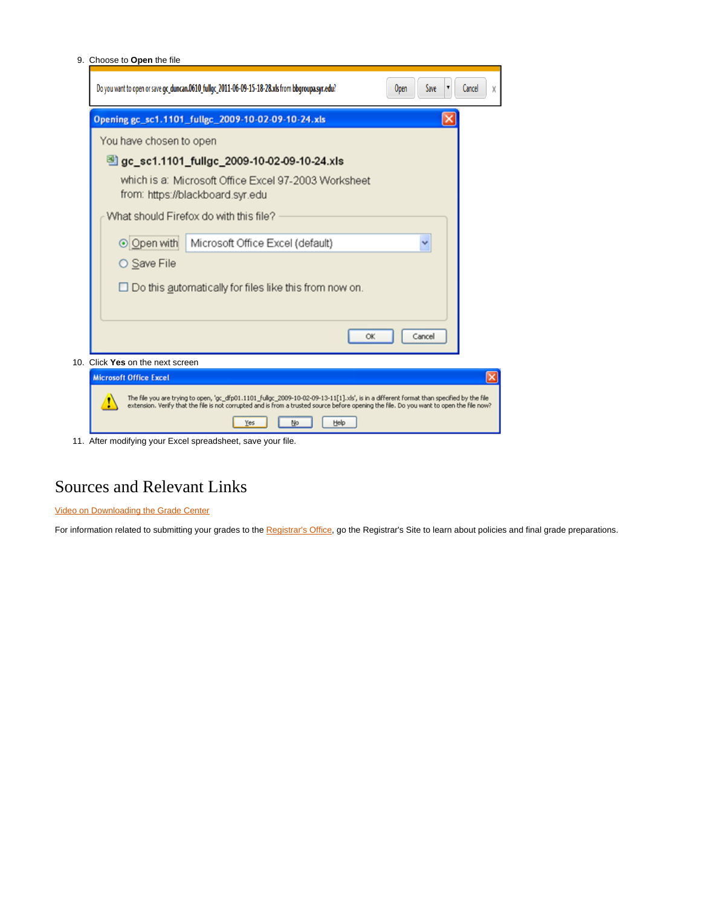9. Choose to **Open** the file

10. Click **Yes** on the next screen

11. After modifying your Excel spreadsheet, save your file.

# Sources and Relevant Links

Video on Downloading the Grade Center

For information related to submitting your grades to the Registrar's Office, go the Registrar's Site to learn about policies and final grade preparations.